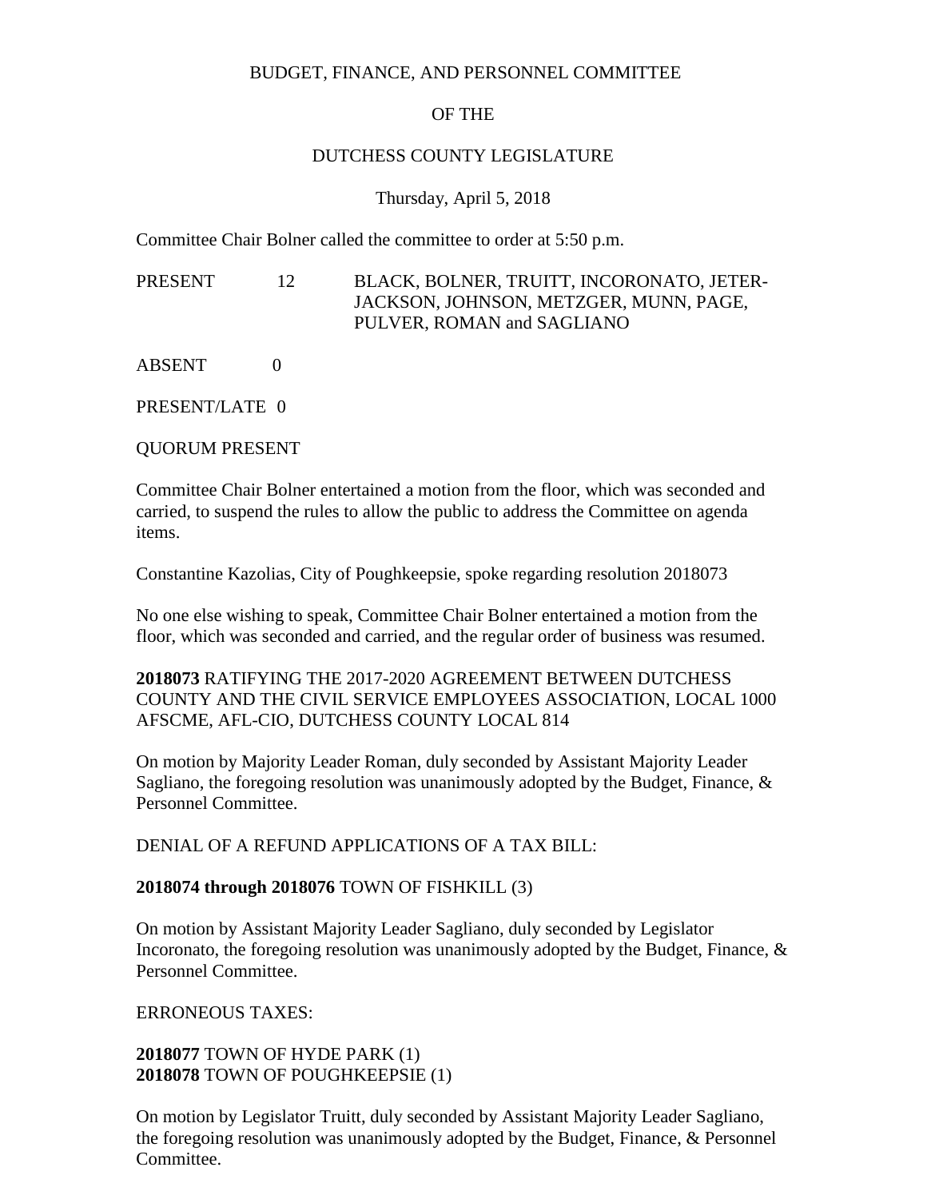BUDGET, FINANCE, AND PERSONNEL COMMITTEE

OF THE

DUTCHESS COUNTY LEGISLATURE

Thursday, April 5, 2018

Committee Chair Bolner called the committee to order at 5:50 p.m.

PRESENT 12 BLACK, BOLNER, TRUITT, INCORONATO, JETER-JACKSON, JOHNSON, METZGER, MUNN, PAGE, PULVER, ROMAN and SAGLIANO

ABSENT 0

PRESENT/LATE 0

QUORUM PRESENT

Committee Chair Bolner entertained a motion from the floor, which was seconded and carried, to suspend the rules to allow the public to address the Committee on agenda items.

Constantine Kazolias, City of Poughkeepsie, spoke regarding resolution 2018073

No one else wishing to speak, Committee Chair Bolner entertained a motion from the floor, which was seconded and carried, and the regular order of business was resumed.

**2018073** RATIFYING THE 2017-2020 AGREEMENT BETWEEN DUTCHESS COUNTY AND THE CIVIL SERVICE EMPLOYEES ASSOCIATION, LOCAL 1000 AFSCME, AFL-CIO, DUTCHESS COUNTY LOCAL 814

On motion by Majority Leader Roman, duly seconded by Assistant Majority Leader Sagliano, the foregoing resolution was unanimously adopted by the Budget, Finance, & Personnel Committee.

DENIAL OF A REFUND APPLICATIONS OF A TAX BILL:

**2018074 through 2018076** TOWN OF FISHKILL (3)

On motion by Assistant Majority Leader Sagliano, duly seconded by Legislator Incoronato, the foregoing resolution was unanimously adopted by the Budget, Finance, & Personnel Committee.

ERRONEOUS TAXES:

**2018077** TOWN OF HYDE PARK (1)
**2018078** TOWN OF POUGHKEEPSIE (1)

On motion by Legislator Truitt, duly seconded by Assistant Majority Leader Sagliano, the foregoing resolution was unanimously adopted by the Budget, Finance, & Personnel Committee.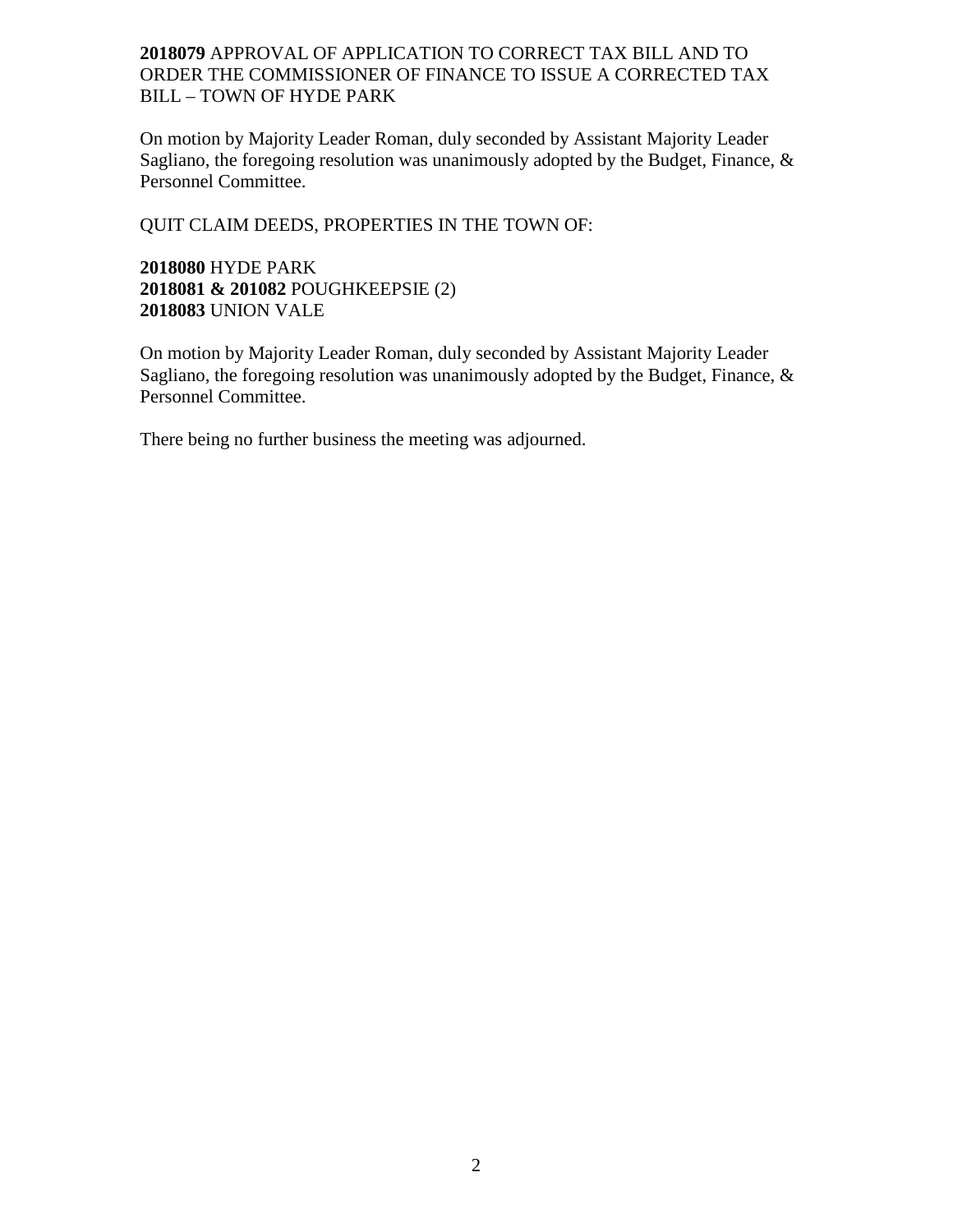**2018079** APPROVAL OF APPLICATION TO CORRECT TAX BILL AND TO ORDER THE COMMISSIONER OF FINANCE TO ISSUE A CORRECTED TAX BILL – TOWN OF HYDE PARK

On motion by Majority Leader Roman, duly seconded by Assistant Majority Leader Sagliano, the foregoing resolution was unanimously adopted by the Budget, Finance, & Personnel Committee.

QUIT CLAIM DEEDS, PROPERTIES IN THE TOWN OF:

**2018080** HYDE PARK
**2018081 & 201082** POUGHKEEPSIE (2)
**2018083** UNION VALE

On motion by Majority Leader Roman, duly seconded by Assistant Majority Leader Sagliano, the foregoing resolution was unanimously adopted by the Budget, Finance, & Personnel Committee.

There being no further business the meeting was adjourned.